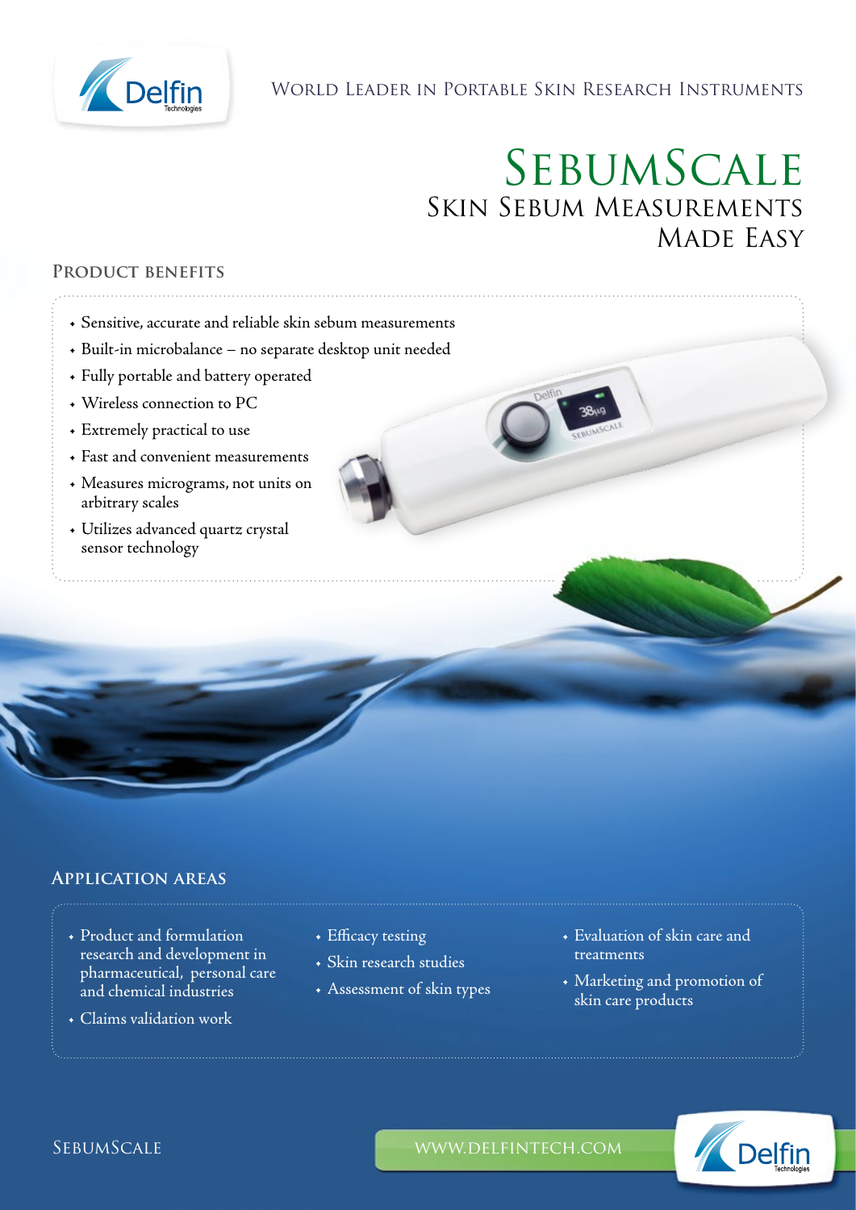World Leader in Portable Skin Research Instruments

# SebumScale

## Skin Sebum Measurements Made Easy

### Product Benefits

- Sensitive, accurate and reliable skin sebum measurements
- Built-in microbalance – no separate desktop unit needed
- Fully portable and battery operated
- Wireless connection to PC
- Extremely practical to use
- Fast and convenient measurements
- Measures micrograms, not units on arbitrary scales
- Utilizes advanced quartz crystal sensor technology

### Application Areas

- Product and formulation research and development in pharmaceutical, personal care and chemical industries
- Claims validation work
- Efficacy testing
- Skin research studies
- Assessment of skin types
- Evaluation of skin care and treatments
- Marketing and promotion of skin care products

SebumScale

www.delfintech.com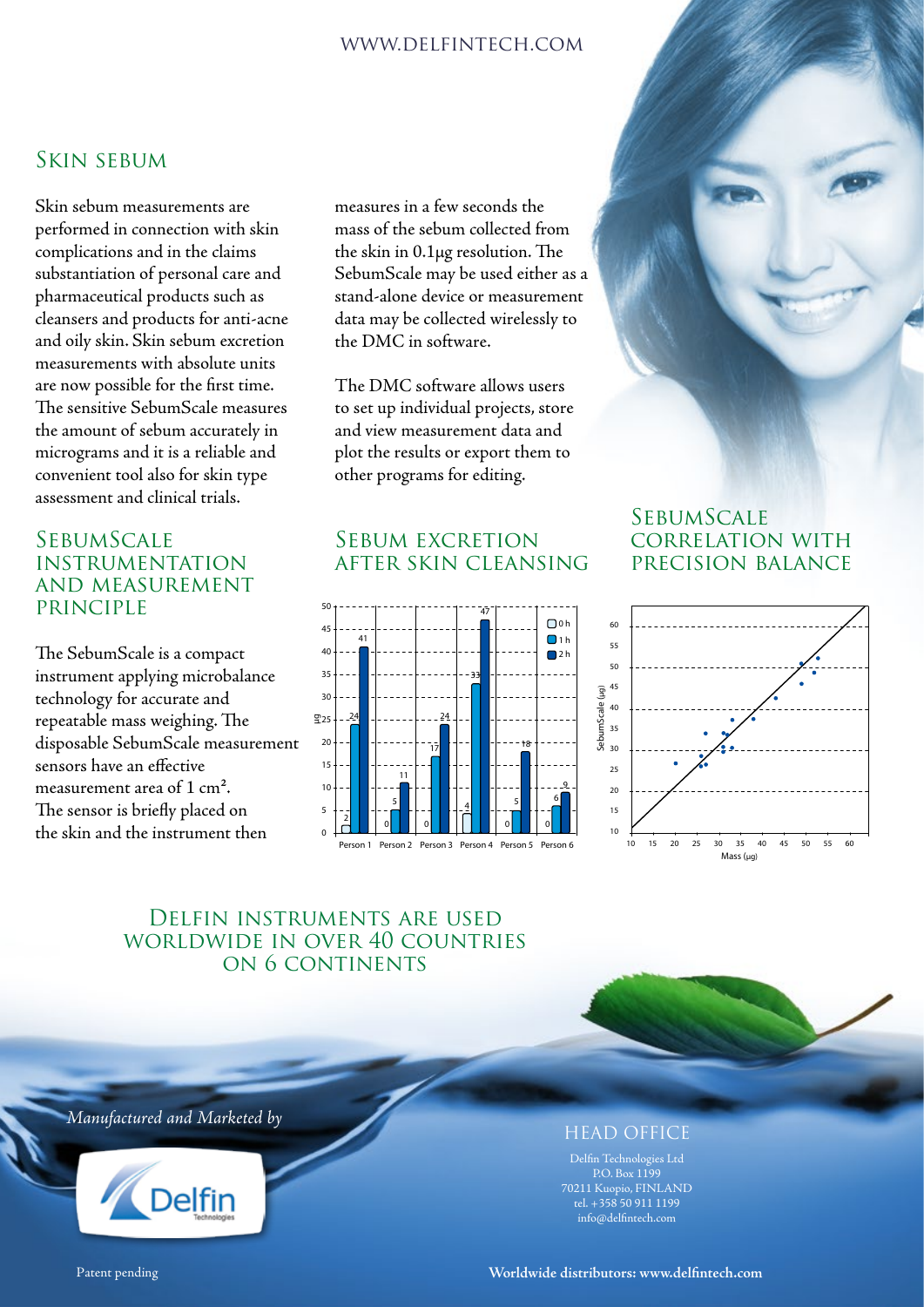# Skin sebum

Skin sebum measurements are performed in connection with skin complications and in the claims substantiation of personal care and pharmaceutical products such as cleansers and products for anti-acne and oily skin. Skin sebum excretion measurements with absolute units are now possible for the first time. The sensitive SebumScale measures the amount of sebum accurately in micrograms and it is a reliable and convenient tool also for skin type assessment and clinical trials.

## SebumScale instrumentation and measurement principle

The SebumScale is a compact instrument applying microbalance technology for accurate and repeatable mass weighing. The disposable SebumScale measurement sensors have an effective measurement area of 1 cm². The sensor is briefly placed on the skin and the instrument then measures in a few seconds the mass of the sebum collected from the skin in 0.1µg resolution. The SebumScale may be used either as a stand-alone device or measurement data may be collected wirelessly to the DMC in software.

The DMC software allows users to set up individual projects, store and view measurement data and plot the results or export them to other programs for editing.

## Sebum excretion after skin cleansing

µg
0 h
1 h
2 h
2, 24, 41
0, 5, 11
0, 17, 24
4, 33, 47
0, 5, 18
0, 6, 9
Person 1 Person 2 Person 3 Person 4 Person 5 Person 6

## SebumScale correlation with precision balance

SebumScale (µg)
Mass (µg)

## Delfin instruments are used worldwide in over 40 countries on 6 continents

*Manufactured and Marketed by*

Delfin Technologies

### HEAD OFFICE

Delfin Technologies Ltd
P.O. Box 1199
70211 Kuopio, FINLAND
tel. +358 50 911 1199
info@delfintech.com

Patent pending

**Worldwide distributors: www.delfintech.com**